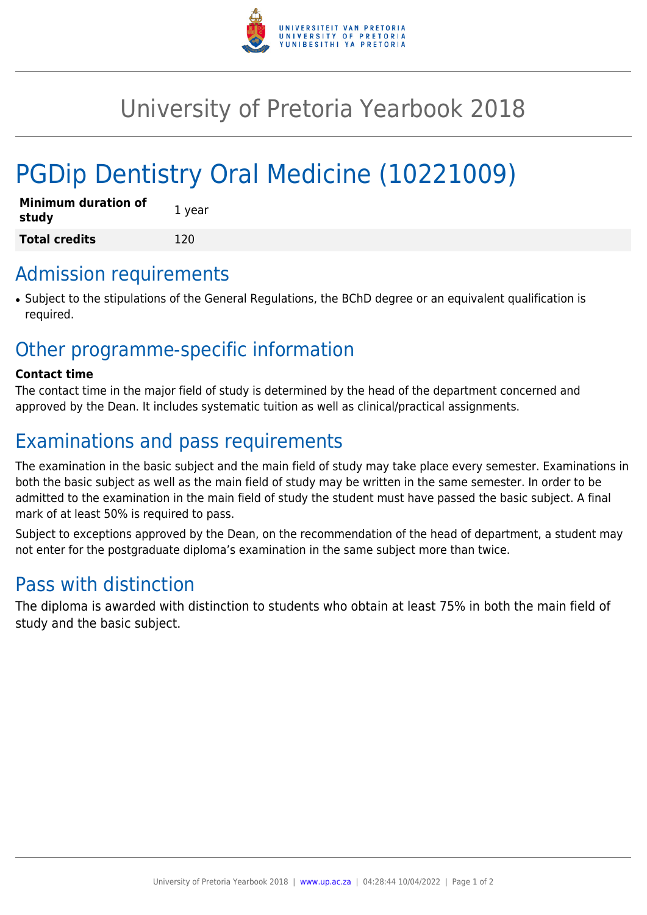# University of Pretoria Yearbook 2018

# PGDip Dentistry Oral Medicine (10221009)

| | |
|---|---|
| **Minimum duration of study** | 1 year |
| **Total credits** | 120 |

## Admission requirements

- Subject to the stipulations of the General Regulations, the BChD degree or an equivalent qualification is required.

## Other programme-specific information

**Contact time**

The contact time in the major field of study is determined by the head of the department concerned and approved by the Dean. It includes systematic tuition as well as clinical/practical assignments.

## Examinations and pass requirements

The examination in the basic subject and the main field of study may take place every semester. Examinations in both the basic subject as well as the main field of study may be written in the same semester. In order to be admitted to the examination in the main field of study the student must have passed the basic subject. A final mark of at least 50% is required to pass.

Subject to exceptions approved by the Dean, on the recommendation of the head of department, a student may not enter for the postgraduate diploma's examination in the same subject more than twice.

## Pass with distinction

The diploma is awarded with distinction to students who obtain at least 75% in both the main field of study and the basic subject.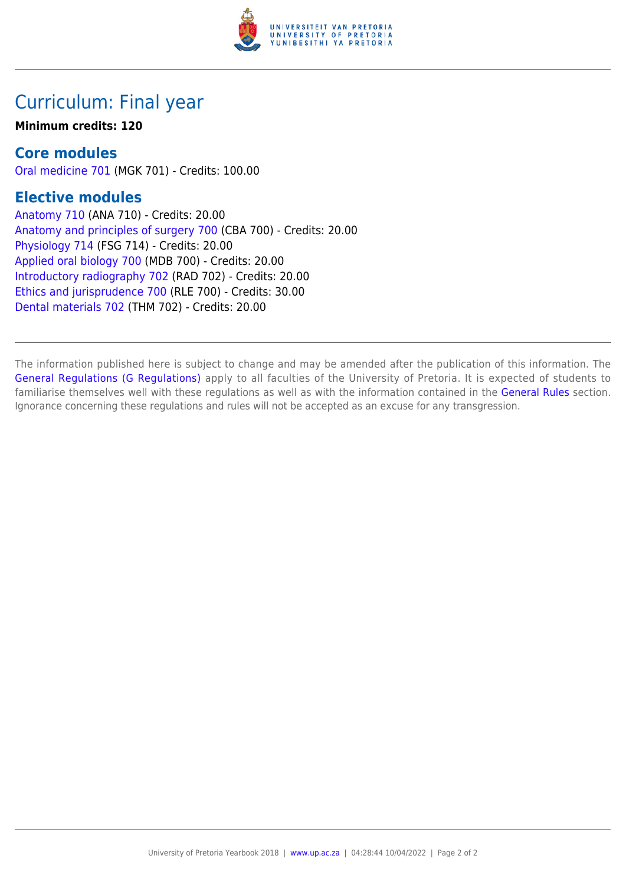# Curriculum: Final year

**Minimum credits: 120**

## Core modules

Oral medicine 701 (MGK 701) - Credits: 100.00

## Elective modules

Anatomy 710 (ANA 710) - Credits: 20.00
Anatomy and principles of surgery 700 (CBA 700) - Credits: 20.00
Physiology 714 (FSG 714) - Credits: 20.00
Applied oral biology 700 (MDB 700) - Credits: 20.00
Introductory radiography 702 (RAD 702) - Credits: 20.00
Ethics and jurisprudence 700 (RLE 700) - Credits: 30.00
Dental materials 702 (THM 702) - Credits: 20.00

---

The information published here is subject to change and may be amended after the publication of this information. The General Regulations (G Regulations) apply to all faculties of the University of Pretoria. It is expected of students to familiarise themselves well with these regulations as well as with the information contained in the General Rules section. Ignorance concerning these regulations and rules will not be accepted as an excuse for any transgression.